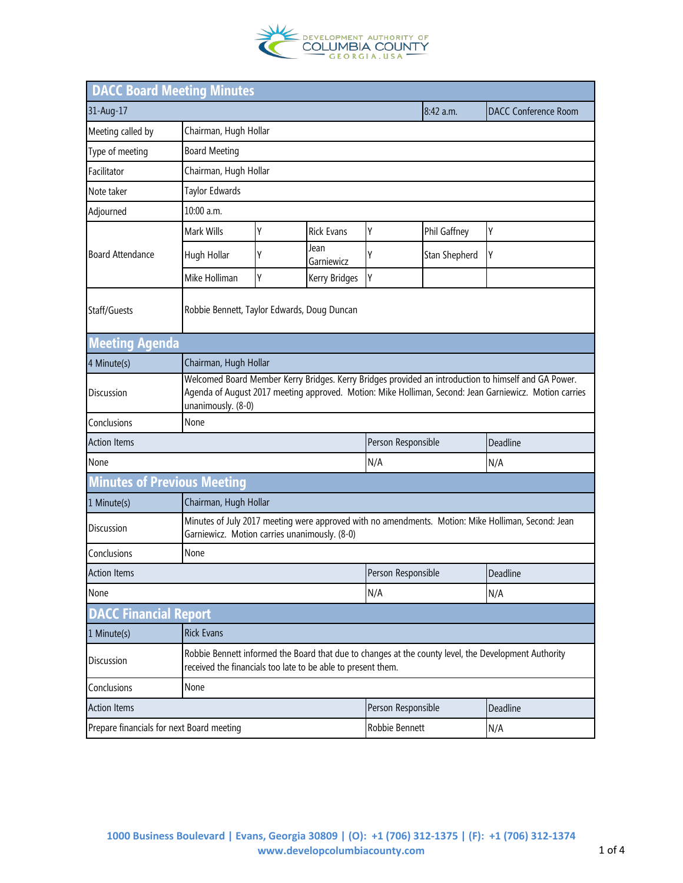# DACC Board Meeting Minutes

| 31-Aug-17 | | | | 8:42 a.m. | DACC Conference Room |
|---|---|---|---|---|---|
| Meeting called by | Chairman, Hugh Hollar | | | | |
| Type of meeting | Board Meeting | | | | |
| Facilitator | Chairman, Hugh Hollar | | | | |
| Note taker | Taylor Edwards | | | | |
| Adjourned | 10:00 a.m. | | | | |

**Board Attendance**

| Name | Present | Name | Present | Name | Present |
|---|---|---|---|---|---|
| Mark Wills | Y | Rick Evans | Y | Phil Gaffney | Y |
| Hugh Hollar | Y | Jean Garniewicz | Y | Stan Shepherd | Y |
| Mike Holliman | Y | Kerry Bridges | Y | | |

**Staff/Guests:** Robbie Bennett, Taylor Edwards, Doug Duncan

## Meeting Agenda

| 4 Minute(s) | Chairman, Hugh Hollar | |
|---|---|---|
| Discussion | Welcomed Board Member Kerry Bridges. Kerry Bridges provided an introduction to himself and GA Power. Agenda of August 2017 meeting approved. Motion: Mike Holliman, Second: Jean Garniewicz. Motion carries unanimously. (8-0) | |
| Conclusions | None | |

| Action Items | Person Responsible | Deadline |
|---|---|---|
| None | N/A | N/A |

## Minutes of Previous Meeting

| 1 Minute(s) | Chairman, Hugh Hollar |
|---|---|
| Discussion | Minutes of July 2017 meeting were approved with no amendments. Motion: Mike Holliman, Second: Jean Garniewicz. Motion carries unanimously. (8-0) |
| Conclusions | None |

| Action Items | Person Responsible | Deadline |
|---|---|---|
| None | N/A | N/A |

## DACC Financial Report

| 1 Minute(s) | Rick Evans |
|---|---|
| Discussion | Robbie Bennett informed the Board that due to changes at the county level, the Development Authority received the financials too late to be able to present them. |
| Conclusions | None |

| Action Items | Person Responsible | Deadline |
|---|---|---|
| Prepare financials for next Board meeting | Robbie Bennett | N/A |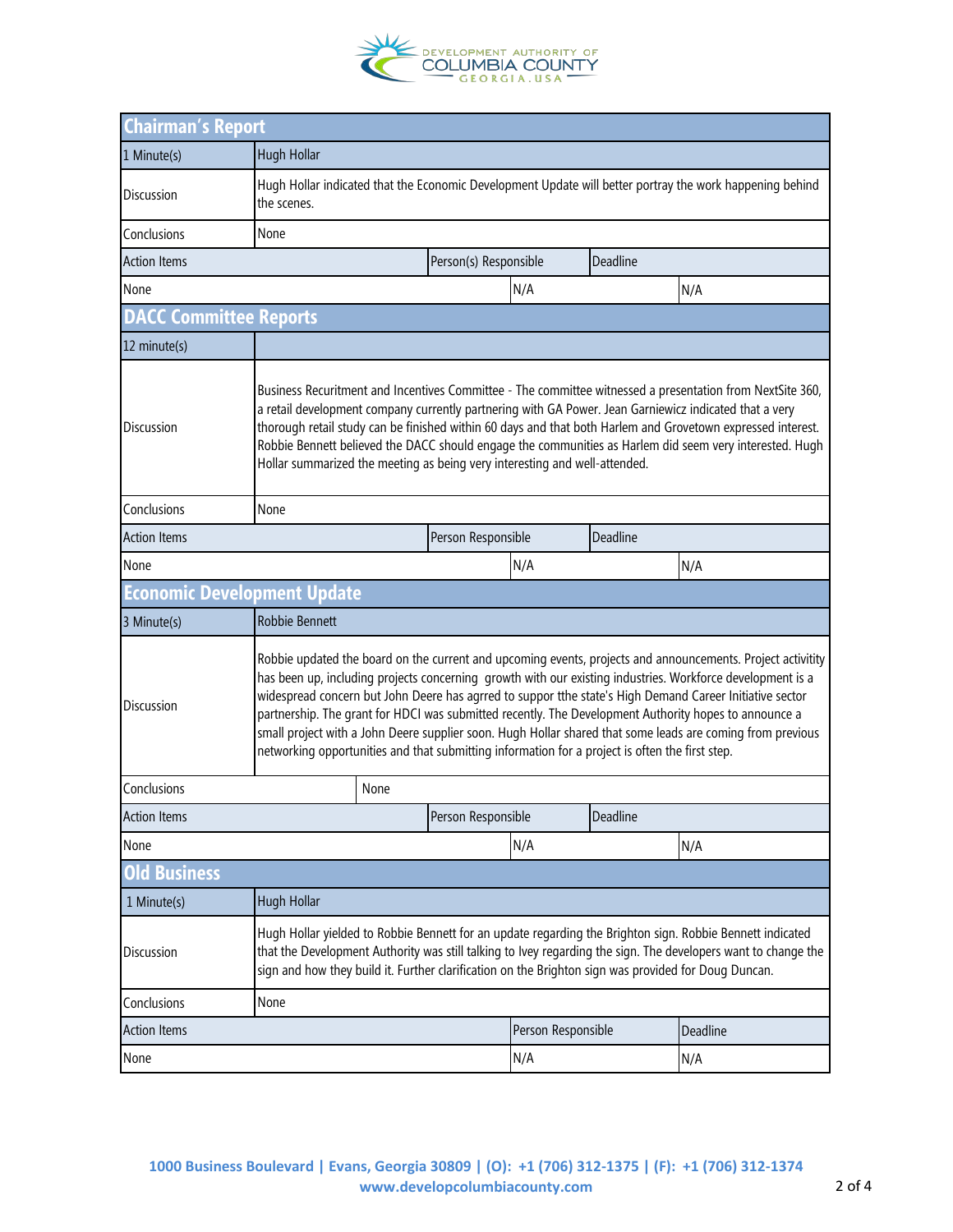## Chairman's Report

| 1 Minute(s) | Hugh Hollar | | | |
|---|---|---|---|---|
| Discussion | Hugh Hollar indicated that the Economic Development Update will better portray the work happening behind the scenes. | | | |
| Conclusions | None | | | |
| Action Items | | Person(s) Responsible | | Deadline |
| None | | N/A | | N/A |

## DACC Committee Reports

| 12 minute(s) | | | | |
|---|---|---|---|---|
| Discussion | Business Recuritment and Incentives Committee - The committee witnessed a presentation from NextSite 360, a retail development company currently partnering with GA Power. Jean Garniewicz indicated that a very thorough retail study can be finished within 60 days and that both Harlem and Grovetown expressed interest. Robbie Bennett believed the DACC should engage the communities as Harlem did seem very interested. Hugh Hollar summarized the meeting as being very interesting and well-attended. | | | |
| Conclusions | None | | | |
| Action Items | | Person Responsible | | Deadline |
| None | | N/A | | N/A |

## Economic Development Update

| 3 Minute(s) | Robbie Bennett | | | |
|---|---|---|---|---|
| Discussion | Robbie updated the board on the current and upcoming events, projects and announcements. Project activity has been up, including projects concerning growth with our existing industries. Workforce development is a widespread concern but John Deere has agrred to suppor tthe state's High Demand Career Initiative sector partnership. The grant for HDCI was submitted recently. The Development Authority hopes to announce a small project with a John Deere supplier soon. Hugh Hollar shared that some leads are coming from previous networking opportunities and that submitting information for a project is often the first step. | | | |
| Conclusions | None | | | |
| Action Items | | Person Responsible | | Deadline |
| None | | N/A | | N/A |

## Old Business

| 1 Minute(s) | Hugh Hollar | | |
|---|---|---|---|
| Discussion | Hugh Hollar yielded to Robbie Bennett for an update regarding the Brighton sign. Robbie Bennett indicated that the Development Authority was still talking to Ivey regarding the sign. The developers want to change the sign and how they build it. Further clarification on the Brighton sign was provided for Doug Duncan. | | |
| Conclusions | None | | |
| Action Items | | Person Responsible | Deadline |
| None | | N/A | N/A |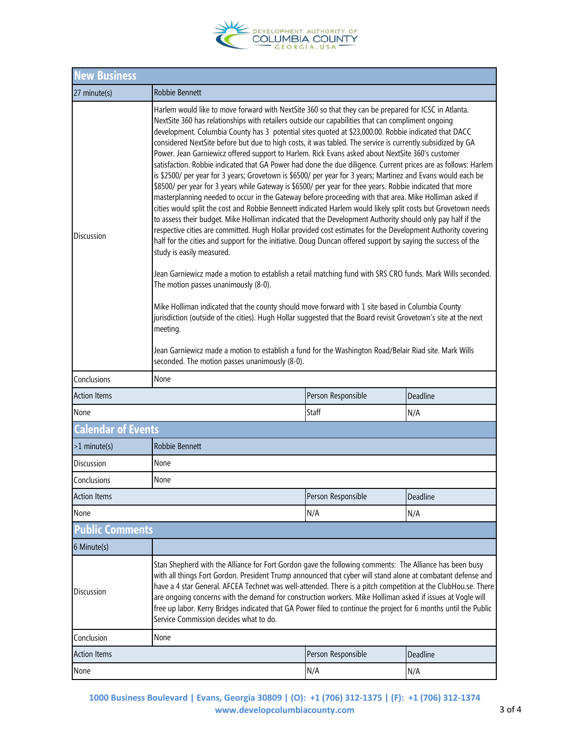## New Business

| 27 minute(s) | Robbie Bennett | | |
|---|---|---|---|
| Discussion | Harlem would like to move forward with NextSite 360 so that they can be prepared for ICSC in Atlanta. NextSite 360 has relationships with retailers outside our capabilities that can compliment ongoing development. Columbia County has 3 potential sites quoted at $23,000.00. Robbie indicated that DACC considered NextSite before but due to high costs, it was tabled. The service is currently subsidized by GA Power. Jean Garniewicz offered support to Harlem. Rick Evans asked about NextSite 360's customer satisfaction. Robbie indicated that GA Power had done the due diligence. Current prices are as follows: Harlem is $2500/ per year for 3 years; Grovetown is $6500/ per year for 3 years; Martinez and Evans would each be $8500/ per year for 3 years while Gateway is $6500/ per year for thee years. Robbie indicated that more masterplanning needed to occur in the Gateway before proceeding with that area. Mike Holliman asked if cities would split the cost and Robbie Benneett indicated Harlem would likely split costs but Grovetown needs to assess their budget. Mike Holliman indicated that the Development Authority should only pay half if the respective cities are committed. Hugh Hollar provided cost estimates for the Development Authority covering half for the cities and support for the initiative. Doug Duncan offered support by saying the success of the study is easily measured.<br><br>Jean Garniewicz made a motion to establish a retail matching fund with SRS CRO funds. Mark Wills seconded. The motion passes unanimously (8-0).<br><br>Mike Holliman indicated that the county should move forward with 1 site based in Columbia County jurisdiction (outside of the cities). Hugh Hollar suggested that the Board revisit Grovetown's site at the next meeting.<br><br>Jean Garniewicz made a motion to establish a fund for the Washington Road/Belair Riad site. Mark Wills seconded. The motion passes unanimously (8-0). | | |
| Conclusions | None | | |
| Action Items | | Person Responsible | Deadline |
| None | | Staff | N/A |

## Calendar of Events

| >1 minute(s) | Robbie Bennett | | |
|---|---|---|---|
| Discussion | None | | |
| Conclusions | None | | |
| Action Items | | Person Responsible | Deadline |
| None | | N/A | N/A |

## Public Comments

| 6 Minute(s) | | | |
|---|---|---|---|
| Discussion | Stan Shepherd with the Alliance for Fort Gordon gave the following comments: The Alliance has been busy with all things Fort Gordon. President Trump announced that cyber will stand alone at combatant defense and have a 4 star General. AFCEA Technet was well-attended. There is a pitch competition at the ClubHou.se. There are ongoing concerns with the demand for construction workers. Mike Holliman asked if issues at Vogle will free up labor. Kerry Bridges indicated that GA Power filed to continue the project for 6 months until the Public Service Commission decides what to do. | | |
| Conclusion | None | | |
| Action Items | | Person Responsible | Deadline |
| None | | N/A | N/A |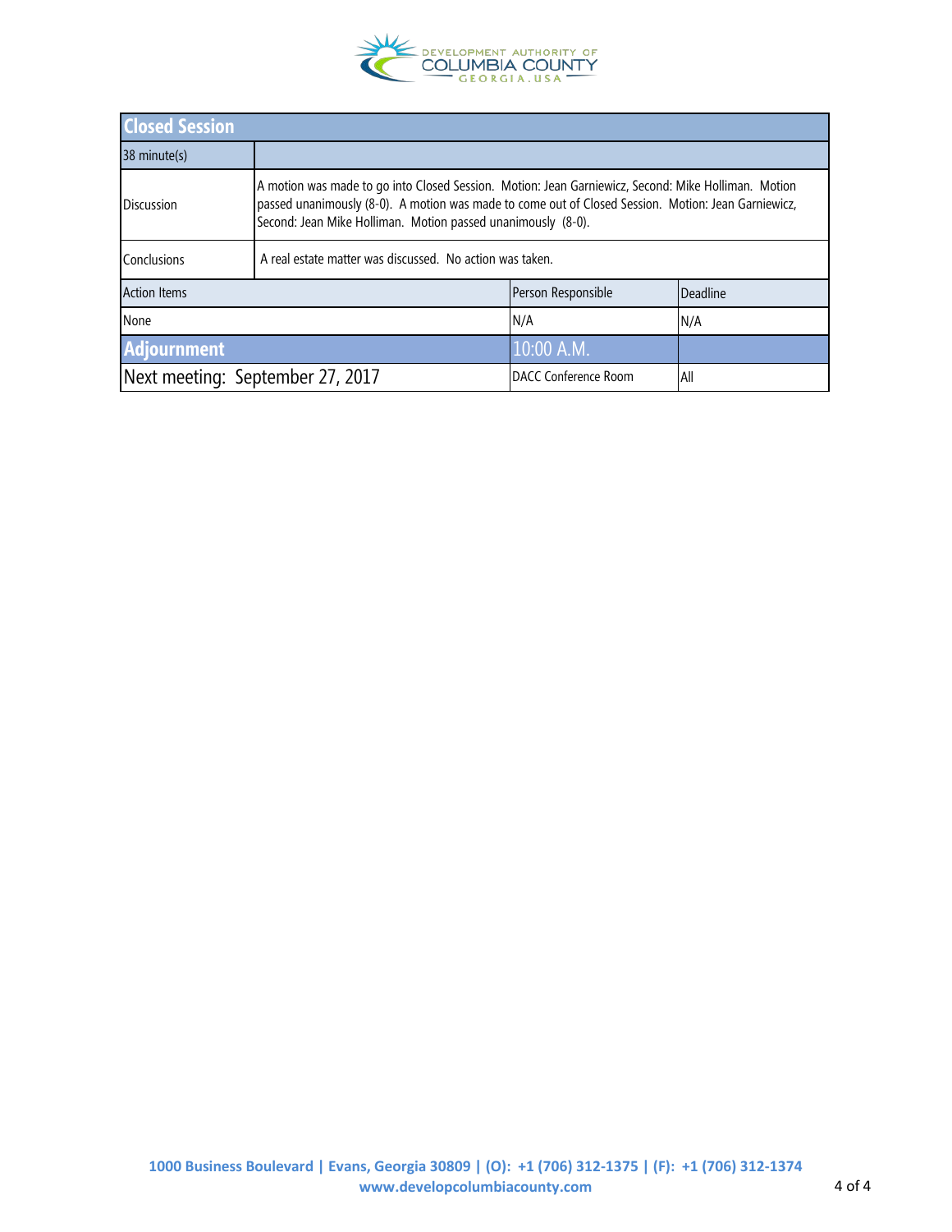| Closed Session | | | |
|---|---|---|---|
| 38 minute(s) | | | |
| Discussion | A motion was made to go into Closed Session. Motion: Jean Garniewicz, Second: Mike Holliman. Motion passed unanimously (8-0). A motion was made to come out of Closed Session. Motion: Jean Garniewicz, Second: Jean Mike Holliman. Motion passed unanimously (8-0). | | |
| Conclusions | A real estate matter was discussed. No action was taken. | | |
| Action Items | | Person Responsible | Deadline |
| None | | N/A | N/A |
| **Adjournment** | | 10:00 A.M. | |
| Next meeting: September 27, 2017 | | DACC Conference Room | All |

1000 Business Boulevard | Evans, Georgia 30809 | (O): +1 (706) 312-1375 | (F): +1 (706) 312-1374
www.developcolumbiacounty.com